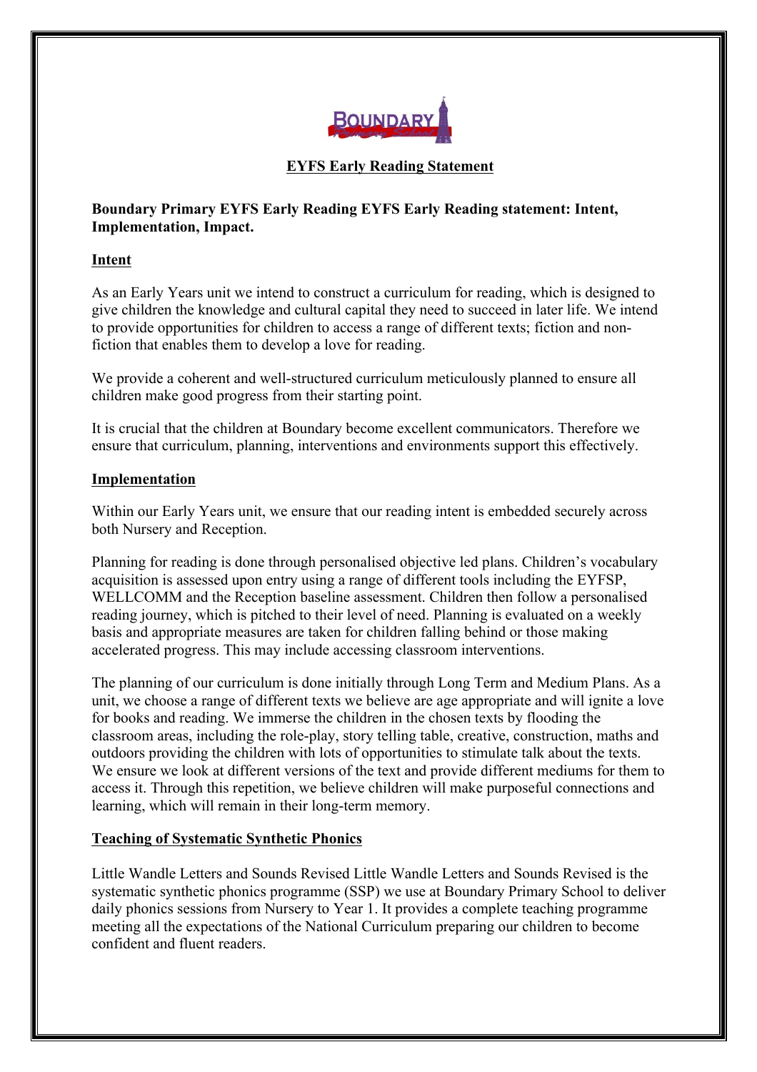# EYFS Early Reading Statement

**Boundary Primary EYFS Early Reading EYFS Early Reading statement: Intent, Implementation, Impact.**

## Intent

As an Early Years unit we intend to construct a curriculum for reading, which is designed to give children the knowledge and cultural capital they need to succeed in later life. We intend to provide opportunities for children to access a range of different texts; fiction and non-fiction that enables them to develop a love for reading.

We provide a coherent and well-structured curriculum meticulously planned to ensure all children make good progress from their starting point.

It is crucial that the children at Boundary become excellent communicators. Therefore we ensure that curriculum, planning, interventions and environments support this effectively.

## Implementation

Within our Early Years unit, we ensure that our reading intent is embedded securely across both Nursery and Reception.

Planning for reading is done through personalised objective led plans. Children's vocabulary acquisition is assessed upon entry using a range of different tools including the EYFSP, WELLCOMM and the Reception baseline assessment. Children then follow a personalised reading journey, which is pitched to their level of need. Planning is evaluated on a weekly basis and appropriate measures are taken for children falling behind or those making accelerated progress. This may include accessing classroom interventions.

The planning of our curriculum is done initially through Long Term and Medium Plans. As a unit, we choose a range of different texts we believe are age appropriate and will ignite a love for books and reading. We immerse the children in the chosen texts by flooding the classroom areas, including the role-play, story telling table, creative, construction, maths and outdoors providing the children with lots of opportunities to stimulate talk about the texts. We ensure we look at different versions of the text and provide different mediums for them to access it. Through this repetition, we believe children will make purposeful connections and learning, which will remain in their long-term memory.

## Teaching of Systematic Synthetic Phonics

Little Wandle Letters and Sounds Revised Little Wandle Letters and Sounds Revised is the systematic synthetic phonics programme (SSP) we use at Boundary Primary School to deliver daily phonics sessions from Nursery to Year 1. It provides a complete teaching programme meeting all the expectations of the National Curriculum preparing our children to become confident and fluent readers.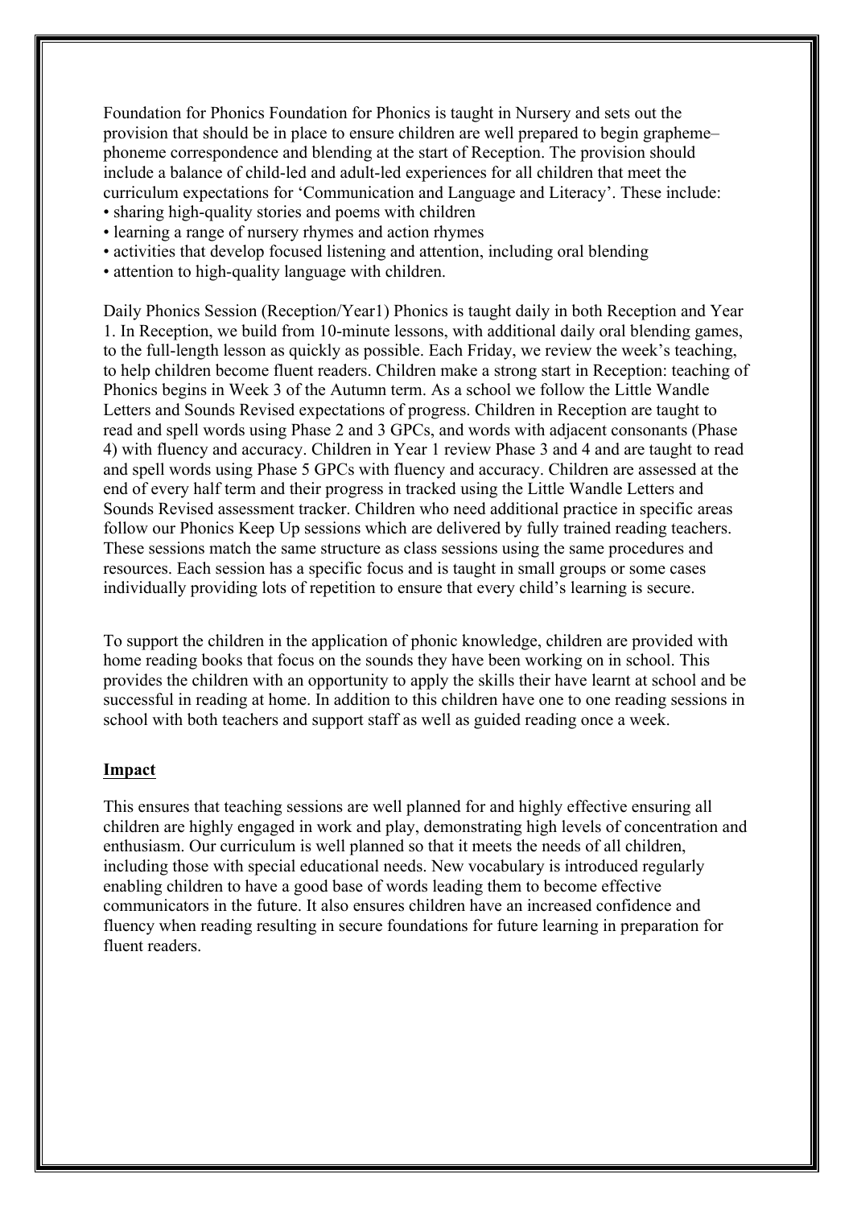Foundation for Phonics Foundation for Phonics is taught in Nursery and sets out the provision that should be in place to ensure children are well prepared to begin grapheme–phoneme correspondence and blending at the start of Reception. The provision should include a balance of child-led and adult-led experiences for all children that meet the curriculum expectations for 'Communication and Language and Literacy'. These include:

- sharing high-quality stories and poems with children
- learning a range of nursery rhymes and action rhymes
- activities that develop focused listening and attention, including oral blending
- attention to high-quality language with children.

Daily Phonics Session (Reception/Year1) Phonics is taught daily in both Reception and Year 1. In Reception, we build from 10-minute lessons, with additional daily oral blending games, to the full-length lesson as quickly as possible. Each Friday, we review the week's teaching, to help children become fluent readers. Children make a strong start in Reception: teaching of Phonics begins in Week 3 of the Autumn term. As a school we follow the Little Wandle Letters and Sounds Revised expectations of progress. Children in Reception are taught to read and spell words using Phase 2 and 3 GPCs, and words with adjacent consonants (Phase 4) with fluency and accuracy. Children in Year 1 review Phase 3 and 4 and are taught to read and spell words using Phase 5 GPCs with fluency and accuracy. Children are assessed at the end of every half term and their progress in tracked using the Little Wandle Letters and Sounds Revised assessment tracker. Children who need additional practice in specific areas follow our Phonics Keep Up sessions which are delivered by fully trained reading teachers. These sessions match the same structure as class sessions using the same procedures and resources. Each session has a specific focus and is taught in small groups or some cases individually providing lots of repetition to ensure that every child's learning is secure.

To support the children in the application of phonic knowledge, children are provided with home reading books that focus on the sounds they have been working on in school. This provides the children with an opportunity to apply the skills their have learnt at school and be successful in reading at home. In addition to this children have one to one reading sessions in school with both teachers and support staff as well as guided reading once a week.

**Impact**

This ensures that teaching sessions are well planned for and highly effective ensuring all children are highly engaged in work and play, demonstrating high levels of concentration and enthusiasm. Our curriculum is well planned so that it meets the needs of all children, including those with special educational needs. New vocabulary is introduced regularly enabling children to have a good base of words leading them to become effective communicators in the future. It also ensures children have an increased confidence and fluency when reading resulting in secure foundations for future learning in preparation for fluent readers.